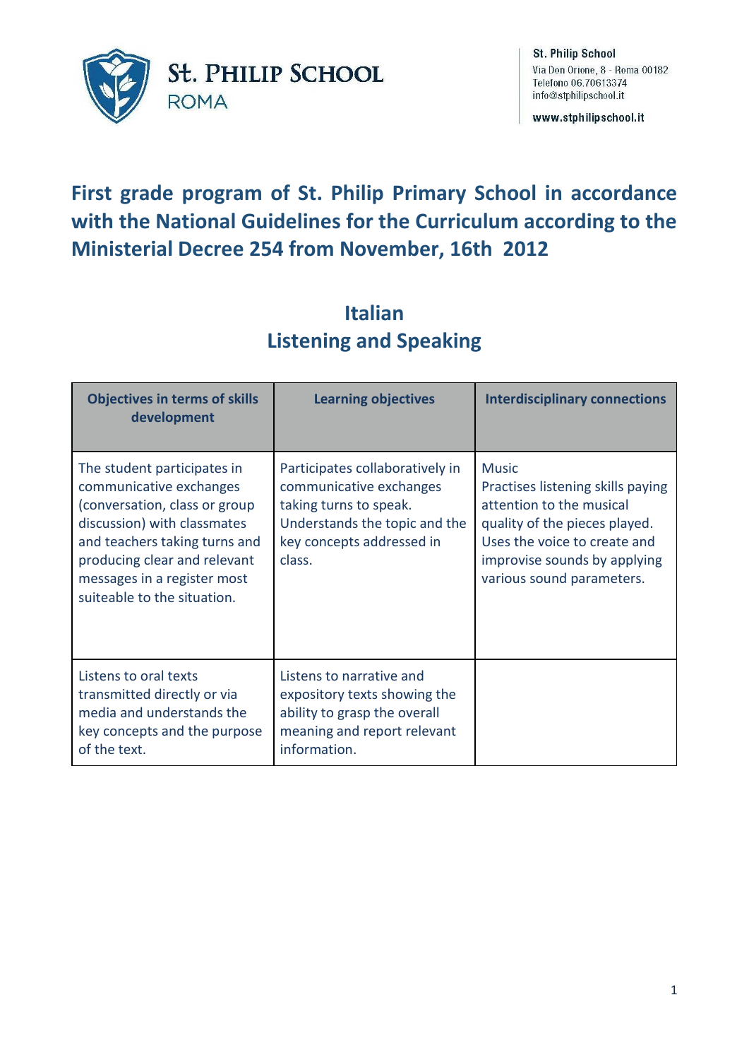St. PHILIP SCHOOL
ROMA

St. Philip School
Via Don Orione, 8 - Roma 00182
Telefono 06.70613374
info@stphilipschool.it

www.stphilipschool.it

# First grade program of St. Philip Primary School in accordance with the National Guidelines for the Curriculum according to the Ministerial Decree 254 from November, 16th 2012

## Italian
## Listening and Speaking

| Objectives in terms of skills development | Learning objectives | Interdisciplinary connections |
|---|---|---|
| The student participates in communicative exchanges (conversation, class or group discussion) with classmates and teachers taking turns and producing clear and relevant messages in a register most suiteable to the situation. | Participates collaboratively in communicative exchanges taking turns to speak. Understands the topic and the key concepts addressed in class. | Music<br>Practises listening skills paying attention to the musical quality of the pieces played. Uses the voice to create and improvise sounds by applying various sound parameters. |
| Listens to oral texts transmitted directly or via media and understands the key concepts and the purpose of the text. | Listens to narrative and expository texts showing the ability to grasp the overall meaning and report relevant information. | |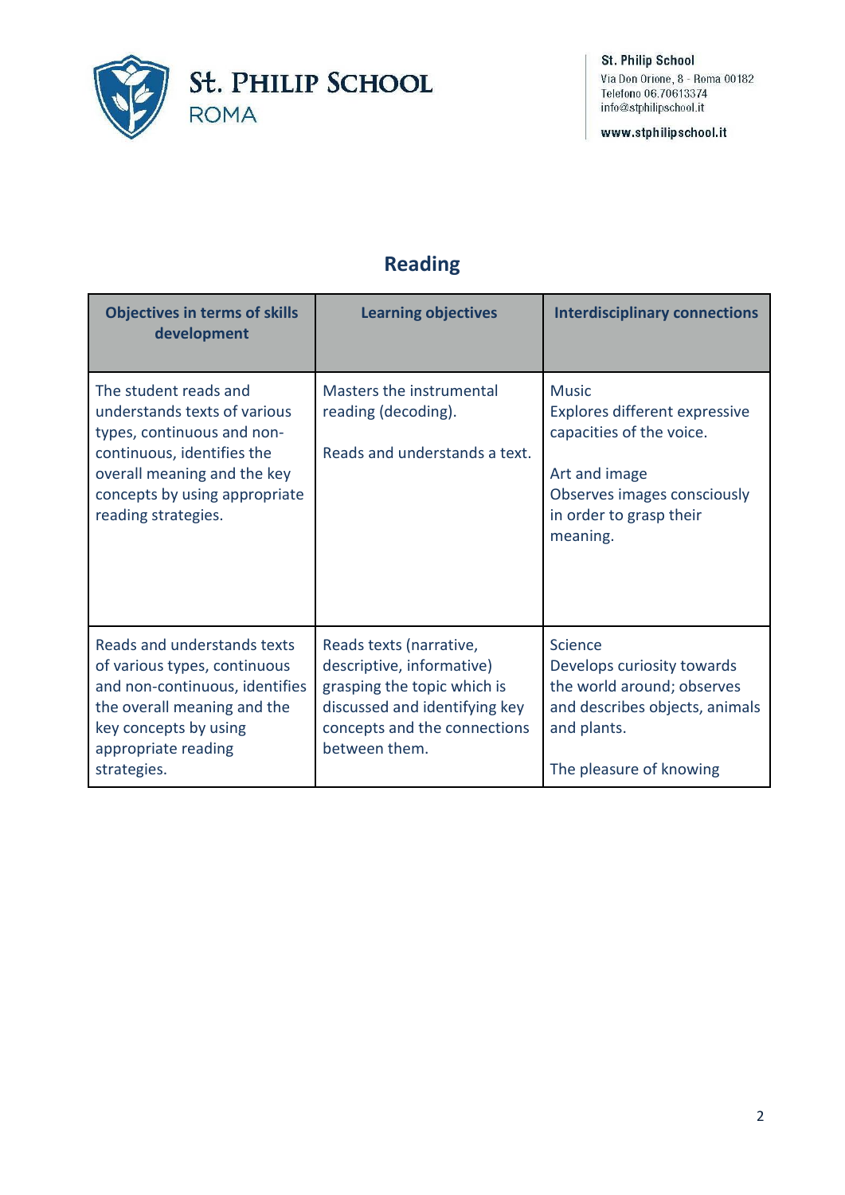## Reading

| Objectives in terms of skills development | Learning objectives | Interdisciplinary connections |
|---|---|---|
| The student reads and understands texts of various types, continuous and non-continuous, identifies the overall meaning and the key concepts by using appropriate reading strategies. | Masters the instrumental reading (decoding).<br><br>Reads and understands a text. | Music<br>Explores different expressive capacities of the voice.<br><br>Art and image<br>Observes images consciously in order to grasp their meaning. |
| Reads and understands texts of various types, continuous and non-continuous, identifies the overall meaning and the key concepts by using appropriate reading strategies. | Reads texts (narrative, descriptive, informative) grasping the topic which is discussed and identifying key concepts and the connections between them. | Science<br>Develops curiosity towards the world around; observes and describes objects, animals and plants.<br><br>The pleasure of knowing |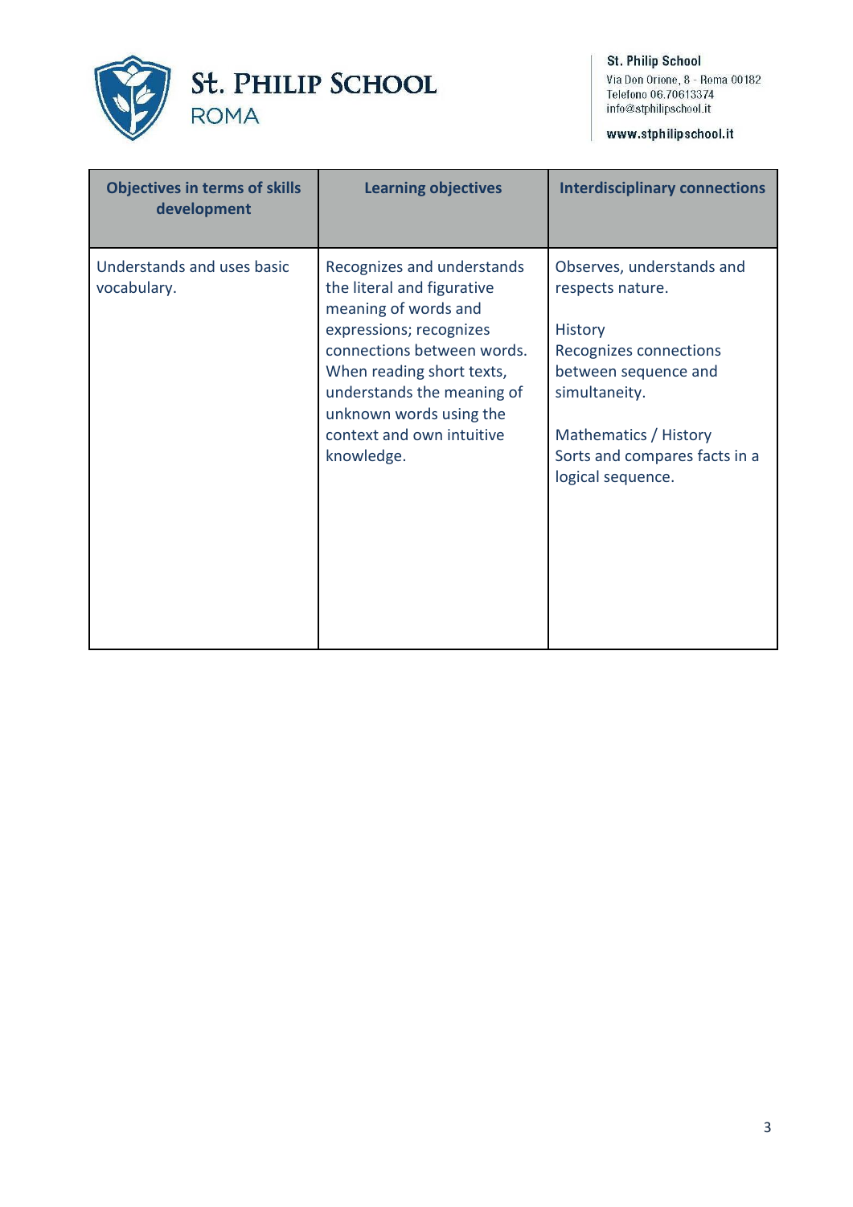| Objectives in terms of skills development | Learning objectives | Interdisciplinary connections |
|---|---|---|
| Understands and uses basic vocabulary. | Recognizes and understands the literal and figurative meaning of words and expressions; recognizes connections between words. When reading short texts, understands the meaning of unknown words using the context and own intuitive knowledge. | Observes, understands and respects nature.<br><br>History<br>Recognizes connections between sequence and simultaneity.<br><br>Mathematics / History<br>Sorts and compares facts in a logical sequence. |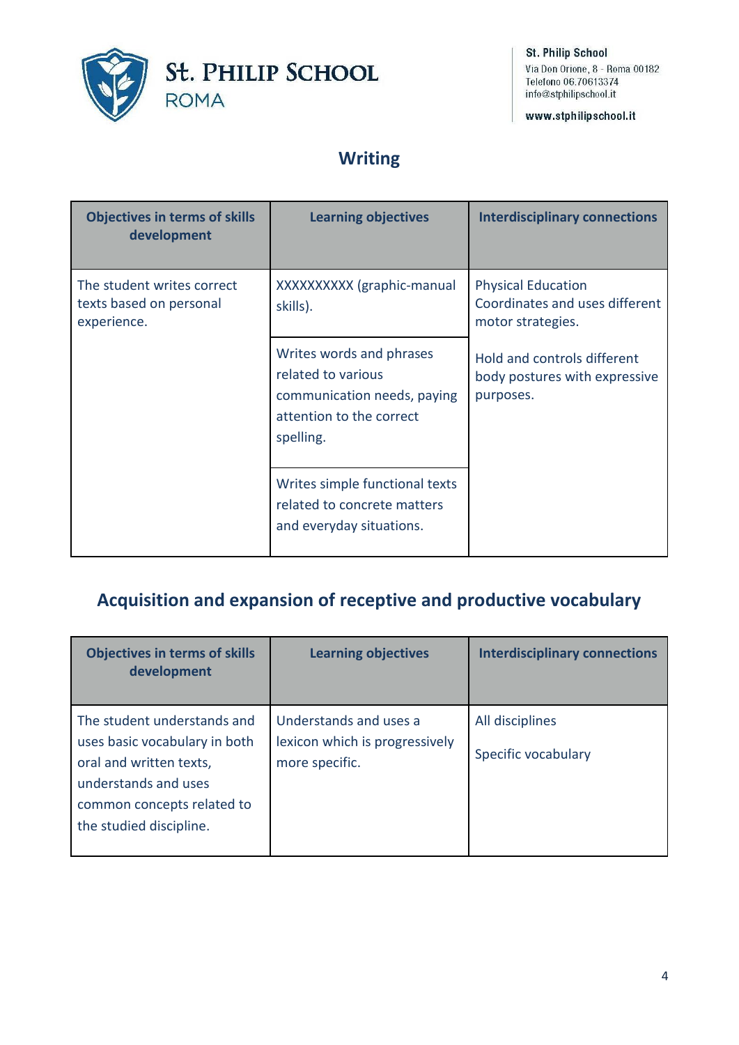## Writing

| Objectives in terms of skills development | Learning objectives | Interdisciplinary connections |
|---|---|---|
| The student writes correct texts based on personal experience. | XXXXXXXXXX (graphic-manual skills). | Physical Education<br>Coordinates and uses different motor strategies.<br><br>Hold and controls different body postures with expressive purposes. |
| | Writes words and phrases related to various communication needs, paying attention to the correct spelling. | |
| | Writes simple functional texts related to concrete matters and everyday situations. | |

## Acquisition and expansion of receptive and productive vocabulary

| Objectives in terms of skills development | Learning objectives | Interdisciplinary connections |
|---|---|---|
| The student understands and uses basic vocabulary in both oral and written texts, understands and uses common concepts related to the studied discipline. | Understands and uses a lexicon which is progressively more specific. | All disciplines<br><br>Specific vocabulary |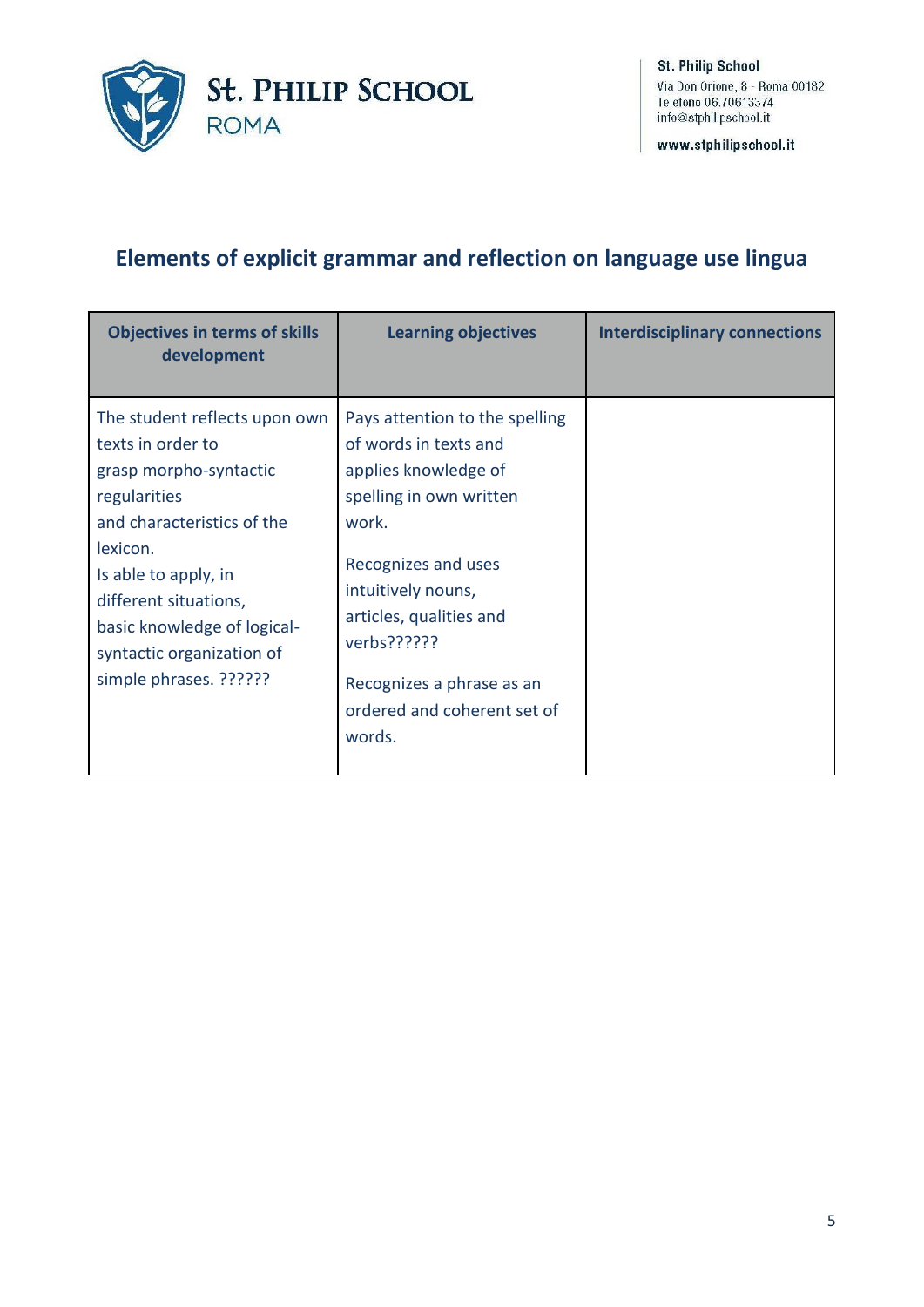## Elements of explicit grammar and reflection on language use lingua

| Objectives in terms of skills development | Learning objectives | Interdisciplinary connections |
|---|---|---|
| The student reflects upon own texts in order to grasp morpho-syntactic regularities and characteristics of the lexicon.<br>Is able to apply, in different situations, basic knowledge of logical-syntactic organization of simple phrases. ?????? | Pays attention to the spelling of words in texts and applies knowledge of spelling in own written work.<br><br>Recognizes and uses intuitively nouns, articles, qualities and verbs??????<br><br>Recognizes a phrase as an ordered and coherent set of words. | |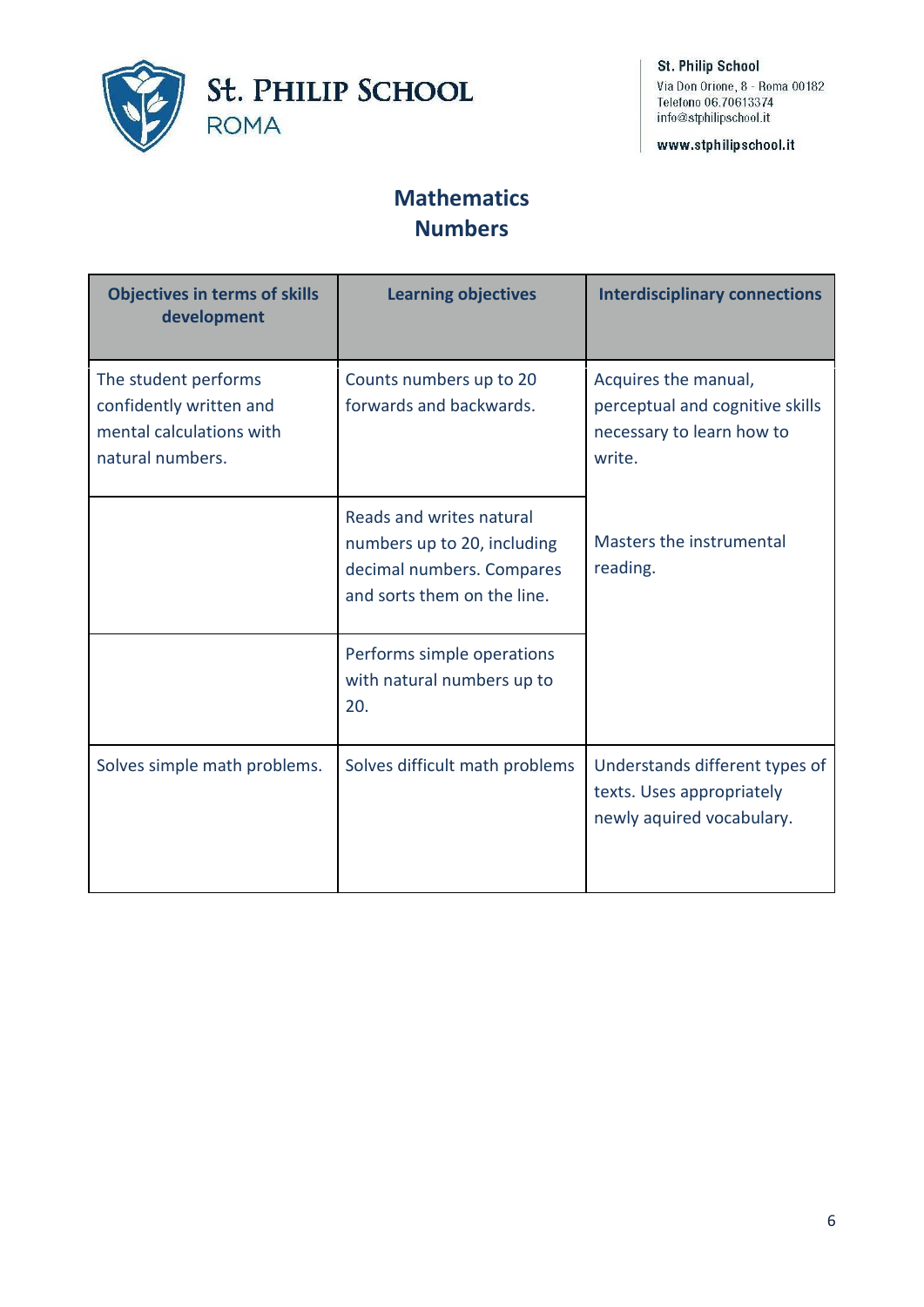## Mathematics
## Numbers

| Objectives in terms of skills development | Learning objectives | Interdisciplinary connections |
|---|---|---|
| The student performs confidently written and mental calculations with natural numbers. | Counts numbers up to 20 forwards and backwards. | Acquires the manual, perceptual and cognitive skills necessary to learn how to write. |
| | Reads and writes natural numbers up to 20, including decimal numbers. Compares and sorts them on the line. | Masters the instrumental reading. |
| | Performs simple operations with natural numbers up to 20. | |
| Solves simple math problems. | Solves difficult math problems | Understands different types of texts. Uses appropriately newly aquired vocabulary. |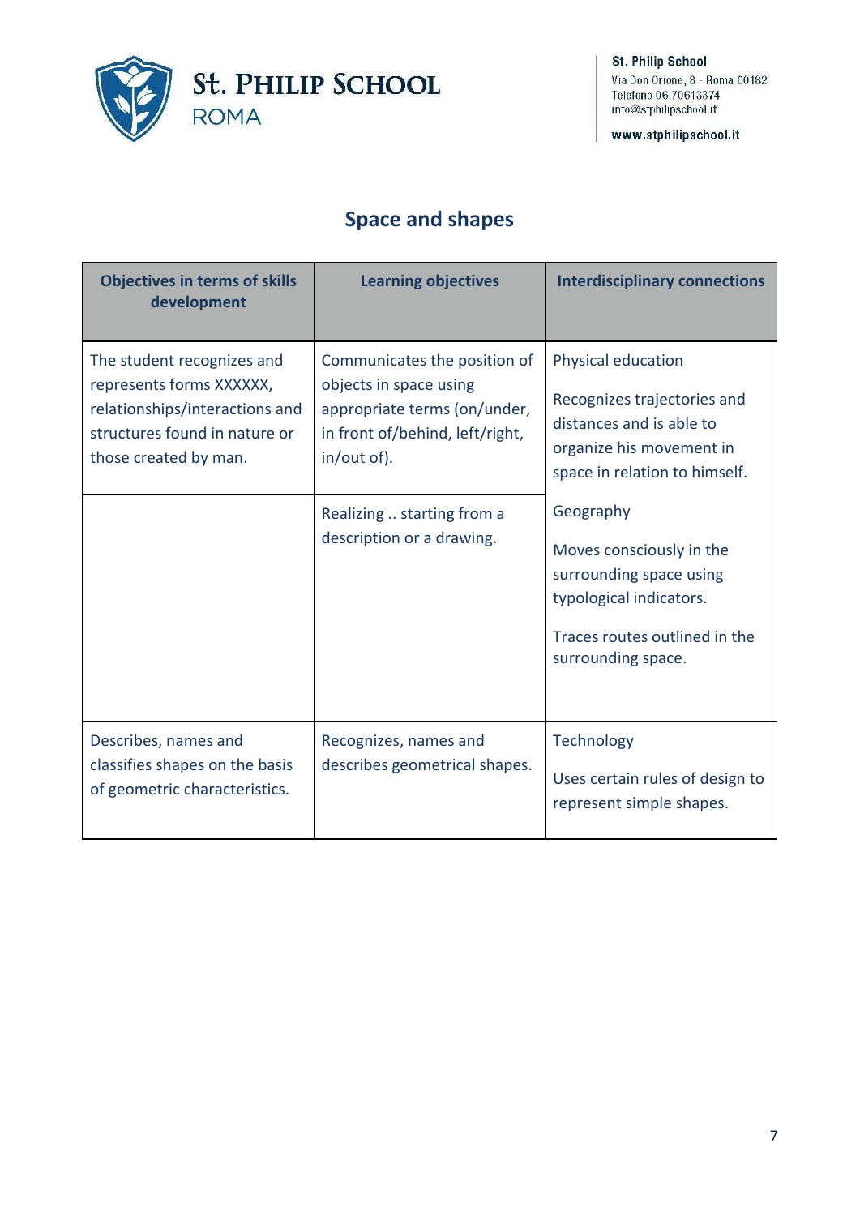## Space and shapes

| Objectives in terms of skills development | Learning objectives | Interdisciplinary connections |
|---|---|---|
| The student recognizes and represents forms XXXXXX, relationships/interactions and structures found in nature or those created by man. | Communicates the position of objects in space using appropriate terms (on/under, in front of/behind, left/right, in/out of). | Physical education<br><br>Recognizes trajectories and distances and is able to organize his movement in space in relation to himself. |
| | Realizing .. starting from a description or a drawing. | Geography<br><br>Moves consciously in the surrounding space using typological indicators.<br><br>Traces routes outlined in the surrounding space. |
| Describes, names and classifies shapes on the basis of geometric characteristics. | Recognizes, names and describes geometrical shapes. | Technology<br><br>Uses certain rules of design to represent simple shapes. |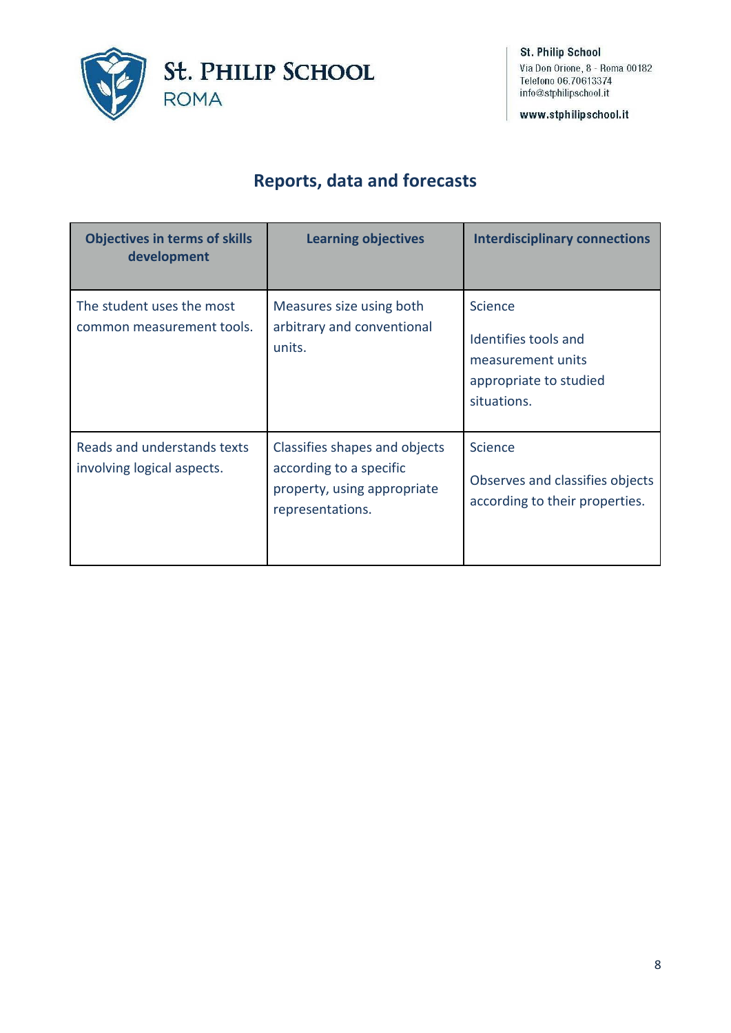## Reports, data and forecasts

| Objectives in terms of skills development | Learning objectives | Interdisciplinary connections |
| --- | --- | --- |
| The student uses the most common measurement tools. | Measures size using both arbitrary and conventional units. | Science<br><br>Identifies tools and measurement units appropriate to studied situations. |
| Reads and understands texts involving logical aspects. | Classifies shapes and objects according to a specific property, using appropriate representations. | Science<br><br>Observes and classifies objects according to their properties. |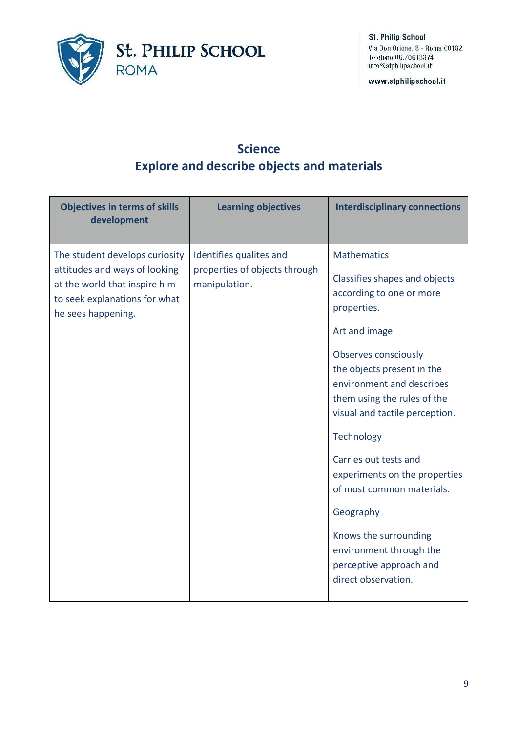## Science
## Explore and describe objects and materials

| Objectives in terms of skills development | Learning objectives | Interdisciplinary connections |
|---|---|---|
| The student develops curiosity attitudes and ways of looking at the world that inspire him to seek explanations for what he sees happening. | Identifies qualites and properties of objects through manipulation. | Mathematics<br><br>Classifies shapes and objects according to one or more properties.<br><br>Art and image<br><br>Observes consciously the objects present in the environment and describes them using the rules of the visual and tactile perception.<br><br>Technology<br><br>Carries out tests and experiments on the properties of most common materials.<br><br>Geography<br><br>Knows the surrounding environment through the perceptive approach and direct observation. |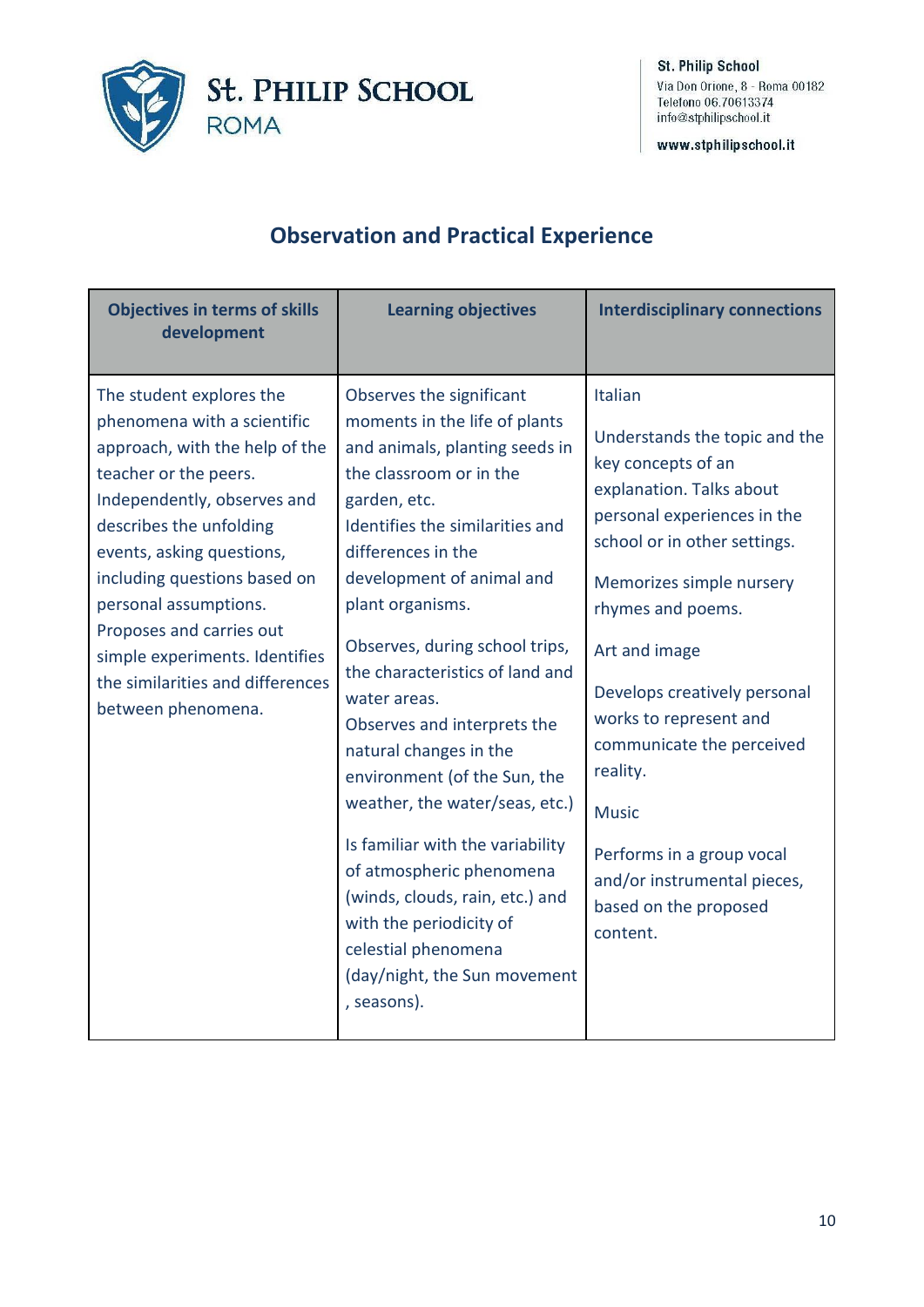## Observation and Practical Experience

| Objectives in terms of skills development | Learning objectives | Interdisciplinary connections |
|---|---|---|
| The student explores the phenomena with a scientific approach, with the help of the teacher or the peers. Independently, observes and describes the unfolding events, asking questions, including questions based on personal assumptions. Proposes and carries out simple experiments. Identifies the similarities and differences between phenomena. | Observes the significant moments in the life of plants and animals, planting seeds in the classroom or in the garden, etc. Identifies the similarities and differences in the development of animal and plant organisms.<br><br>Observes, during school trips, the characteristics of land and water areas. Observes and interprets the natural changes in the environment (of the Sun, the weather, the water/seas, etc.)<br><br>Is familiar with the variability of atmospheric phenomena (winds, clouds, rain, etc.) and with the periodicity of celestial phenomena (day/night, the Sun movement , seasons). | Italian<br><br>Understands the topic and the key concepts of an explanation. Talks about personal experiences in the school or in other settings.<br><br>Memorizes simple nursery rhymes and poems.<br><br>Art and image<br><br>Develops creatively personal works to represent and communicate the perceived reality.<br><br>Music<br><br>Performs in a group vocal and/or instrumental pieces, based on the proposed content. |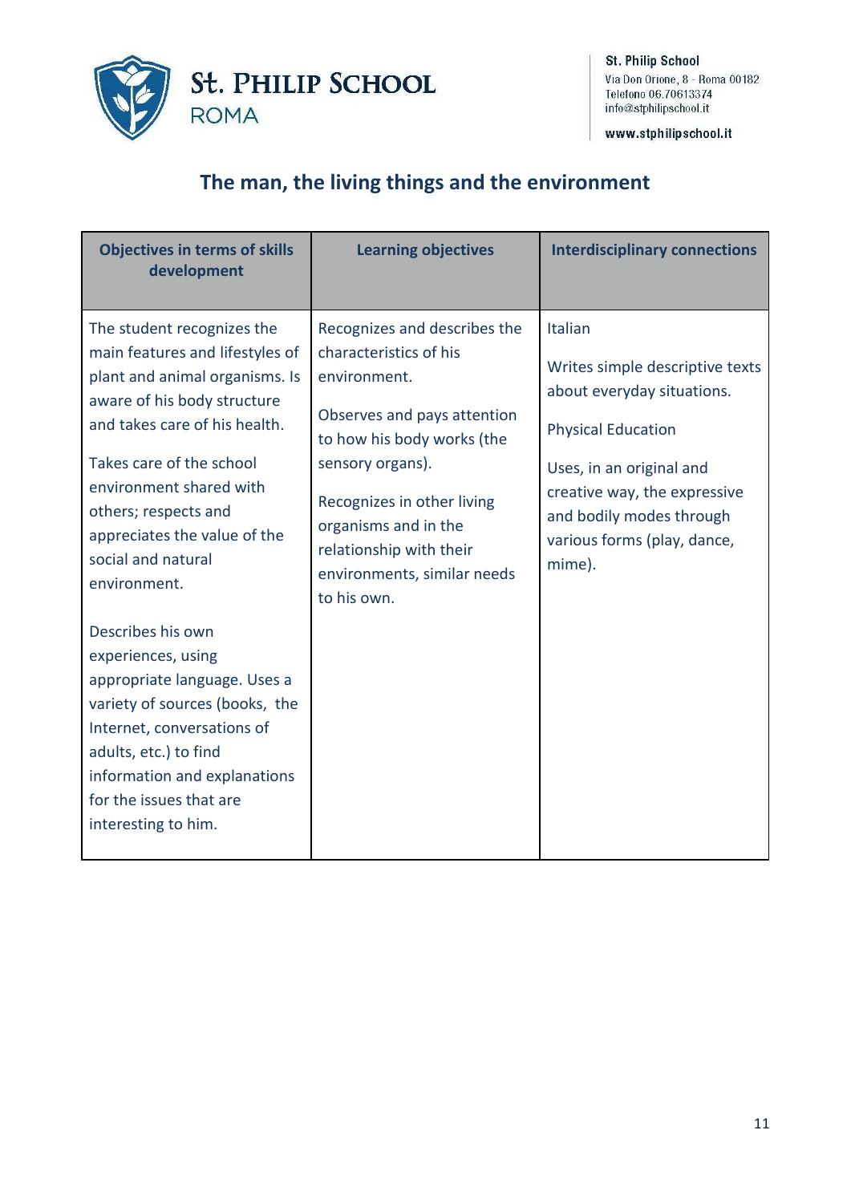## The man, the living things and the environment

| Objectives in terms of skills development | Learning objectives | Interdisciplinary connections |
|---|---|---|
| The student recognizes the main features and lifestyles of plant and animal organisms. Is aware of his body structure and takes care of his health.<br><br>Takes care of the school environment shared with others; respects and appreciates the value of the social and natural environment.<br><br>Describes his own experiences, using appropriate language. Uses a variety of sources (books, the Internet, conversations of adults, etc.) to find information and explanations for the issues that are interesting to him. | Recognizes and describes the characteristics of his environment.<br><br>Observes and pays attention to how his body works (the sensory organs).<br><br>Recognizes in other living organisms and in the relationship with their environments, similar needs to his own. | Italian<br><br>Writes simple descriptive texts about everyday situations.<br><br>Physical Education<br><br>Uses, in an original and creative way, the expressive and bodily modes through various forms (play, dance, mime). |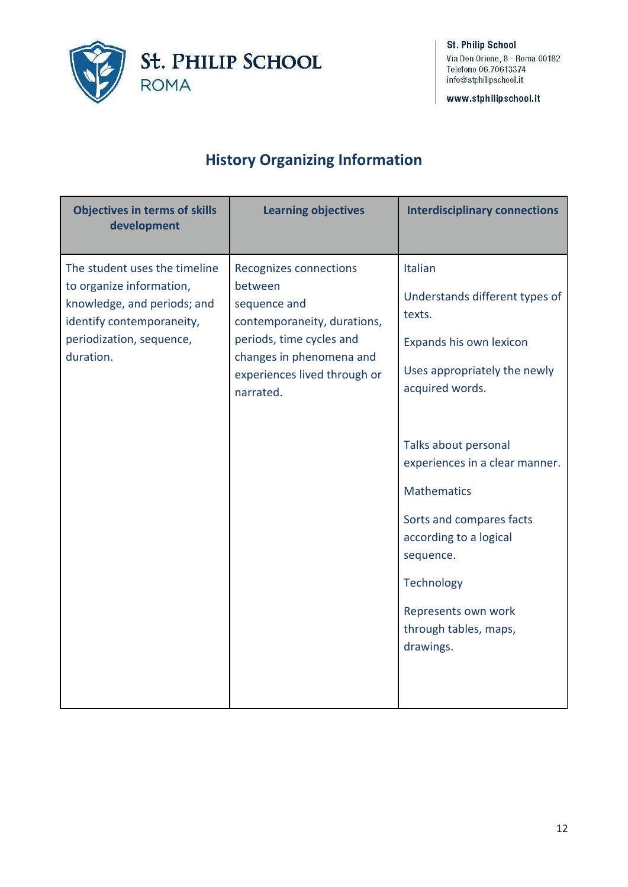## History Organizing Information

| Objectives in terms of skills development | Learning objectives | Interdisciplinary connections |
|---|---|---|
| The student uses the timeline to organize information, knowledge, and periods; and identify contemporaneity, periodization, sequence, duration. | Recognizes connections between sequence and contemporaneity, durations, periods, time cycles and changes in phenomena and experiences lived through or narrated. | Italian<br><br>Understands different types of texts.<br><br>Expands his own lexicon<br><br>Uses appropriately the newly acquired words.<br><br>Talks about personal experiences in a clear manner.<br><br>Mathematics<br><br>Sorts and compares facts according to a logical sequence.<br><br>Technology<br><br>Represents own work through tables, maps, drawings. |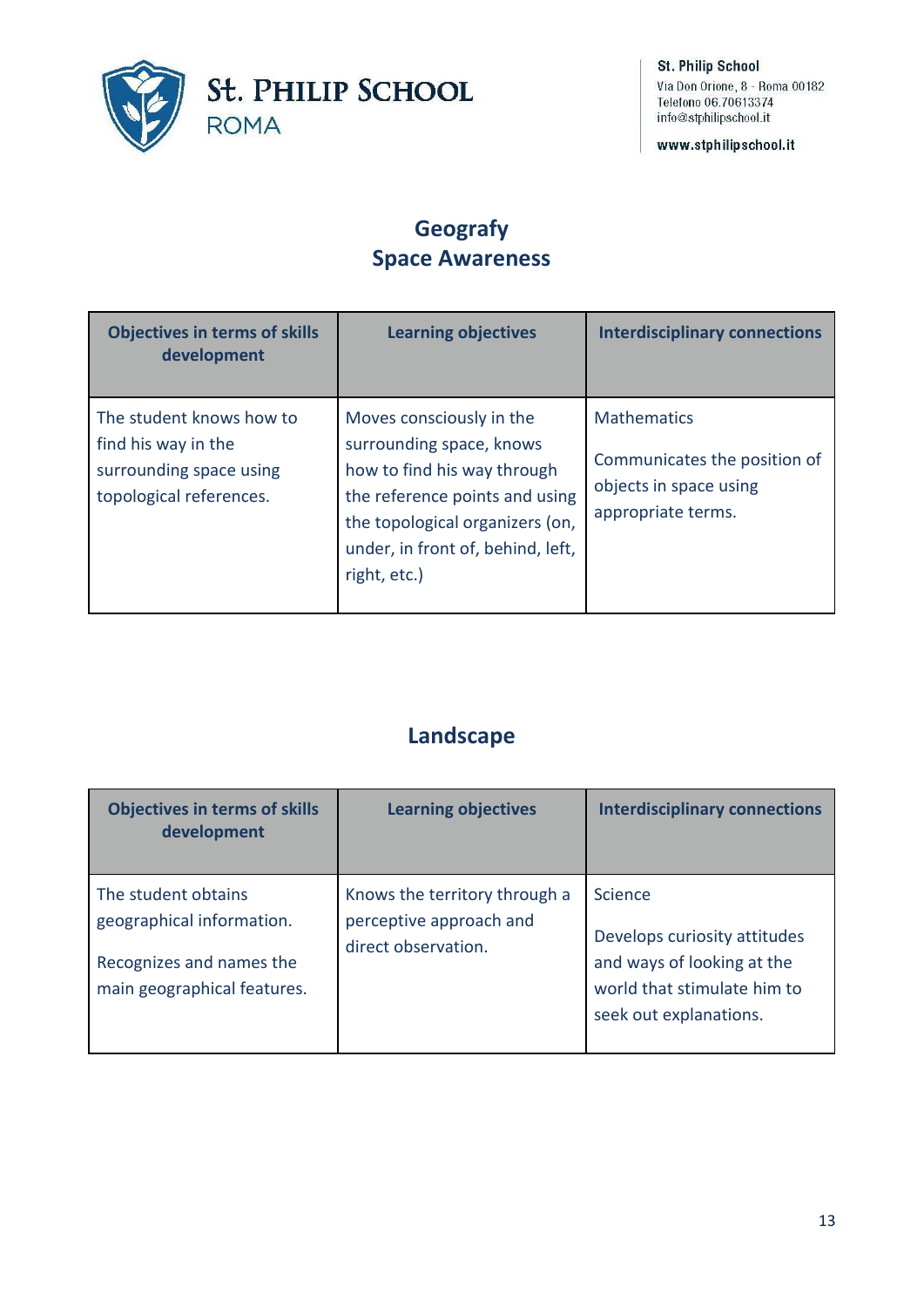## Geografy
## Space Awareness

| Objectives in terms of skills development | Learning objectives | Interdisciplinary connections |
|---|---|---|
| The student knows how to find his way in the surrounding space using topological references. | Moves consciously in the surrounding space, knows how to find his way through the reference points and using the topological organizers (on, under, in front of, behind, left, right, etc.) | Mathematics<br><br>Communicates the position of objects in space using appropriate terms. |

## Landscape

| Objectives in terms of skills development | Learning objectives | Interdisciplinary connections |
|---|---|---|
| The student obtains geographical information.<br><br>Recognizes and names the main geographical features. | Knows the territory through a perceptive approach and direct observation. | Science<br><br>Develops curiosity attitudes and ways of looking at the world that stimulate him to seek out explanations. |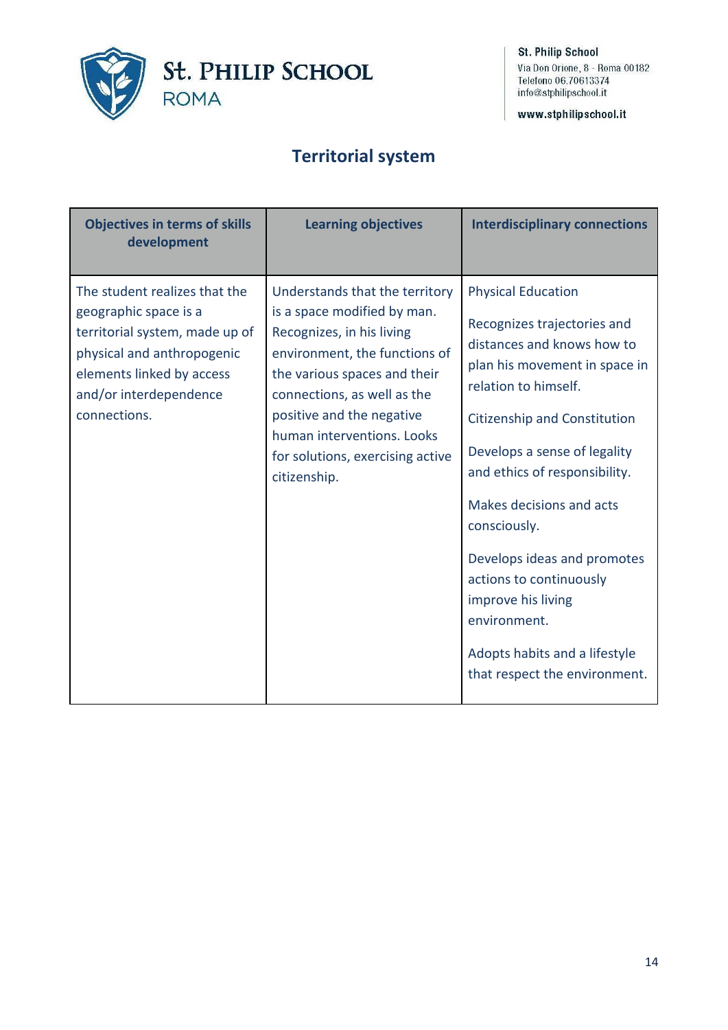## Territorial system

| Objectives in terms of skills development | Learning objectives | Interdisciplinary connections |
|---|---|---|
| The student realizes that the geographic space is a territorial system, made up of physical and anthropogenic elements linked by access and/or interdependence connections. | Understands that the territory is a space modified by man. Recognizes, in his living environment, the functions of the various spaces and their connections, as well as the positive and the negative human interventions. Looks for solutions, exercising active citizenship. | Physical Education<br><br>Recognizes trajectories and distances and knows how to plan his movement in space in relation to himself.<br><br>Citizenship and Constitution<br><br>Develops a sense of legality and ethics of responsibility.<br><br>Makes decisions and acts consciously.<br><br>Develops ideas and promotes actions to continuously improve his living environment.<br><br>Adopts habits and a lifestyle that respect the environment. |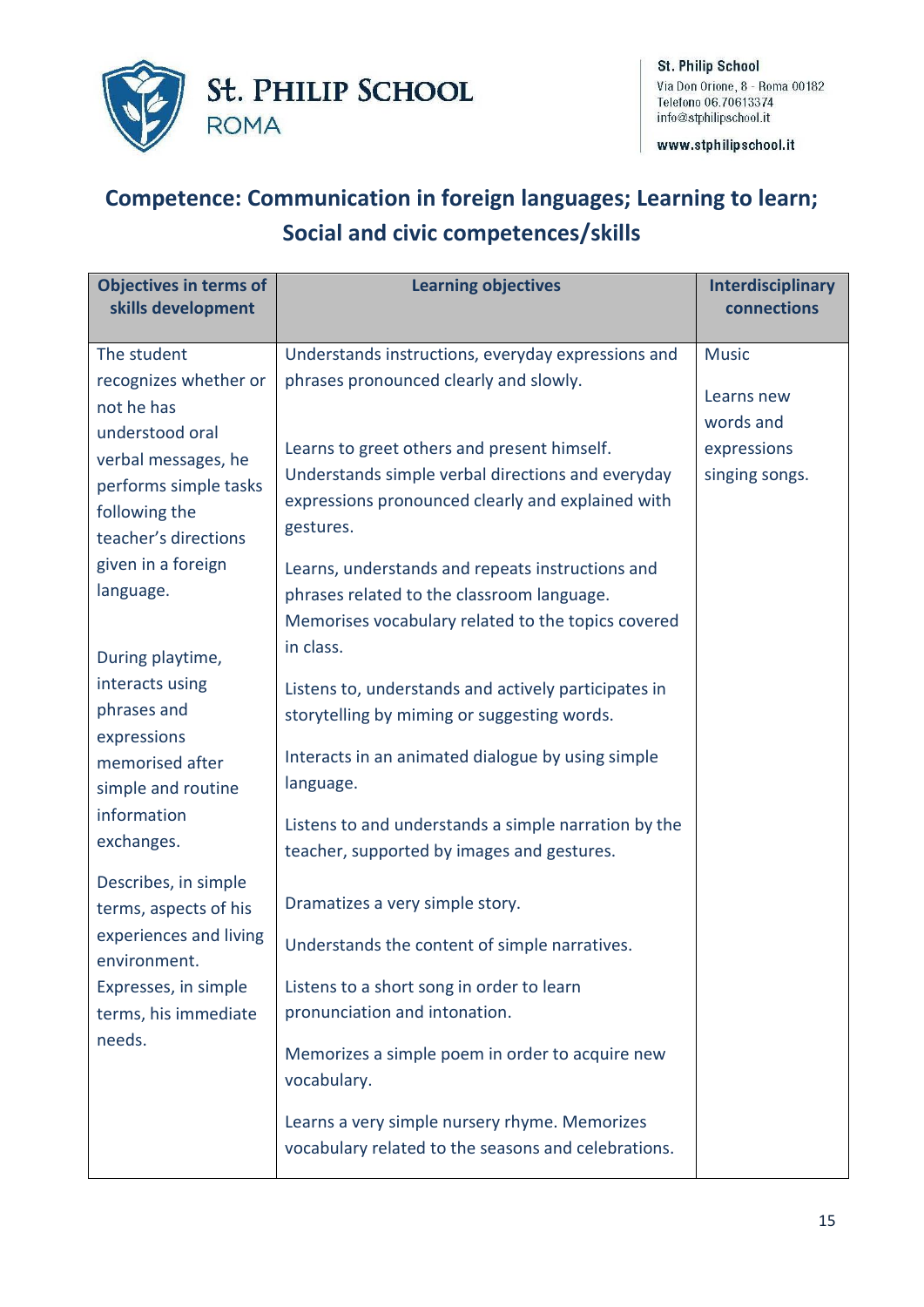## Competence: Communication in foreign languages; Learning to learn; Social and civic competences/skills

| Objectives in terms of skills development | Learning objectives | Interdisciplinary connections |
|---|---|---|
| The student recognizes whether or not he has understood oral verbal messages, he performs simple tasks following the teacher's directions given in a foreign language.<br><br>During playtime, interacts using phrases and expressions memorised after simple and routine information exchanges.<br><br>Describes, in simple terms, aspects of his experiences and living environment.<br>Expresses, in simple terms, his immediate needs. | Understands instructions, everyday expressions and phrases pronounced clearly and slowly.<br><br>Learns to greet others and present himself. Understands simple verbal directions and everyday expressions pronounced clearly and explained with gestures.<br><br>Learns, understands and repeats instructions and phrases related to the classroom language. Memorises vocabulary related to the topics covered in class.<br><br>Listens to, understands and actively participates in storytelling by miming or suggesting words.<br><br>Interacts in an animated dialogue by using simple language.<br><br>Listens to and understands a simple narration by the teacher, supported by images and gestures.<br><br>Dramatizes a very simple story.<br><br>Understands the content of simple narratives.<br><br>Listens to a short song in order to learn pronunciation and intonation.<br><br>Memorizes a simple poem in order to acquire new vocabulary.<br><br>Learns a very simple nursery rhyme. Memorizes vocabulary related to the seasons and celebrations. | Music<br><br>Learns new words and expressions singing songs. |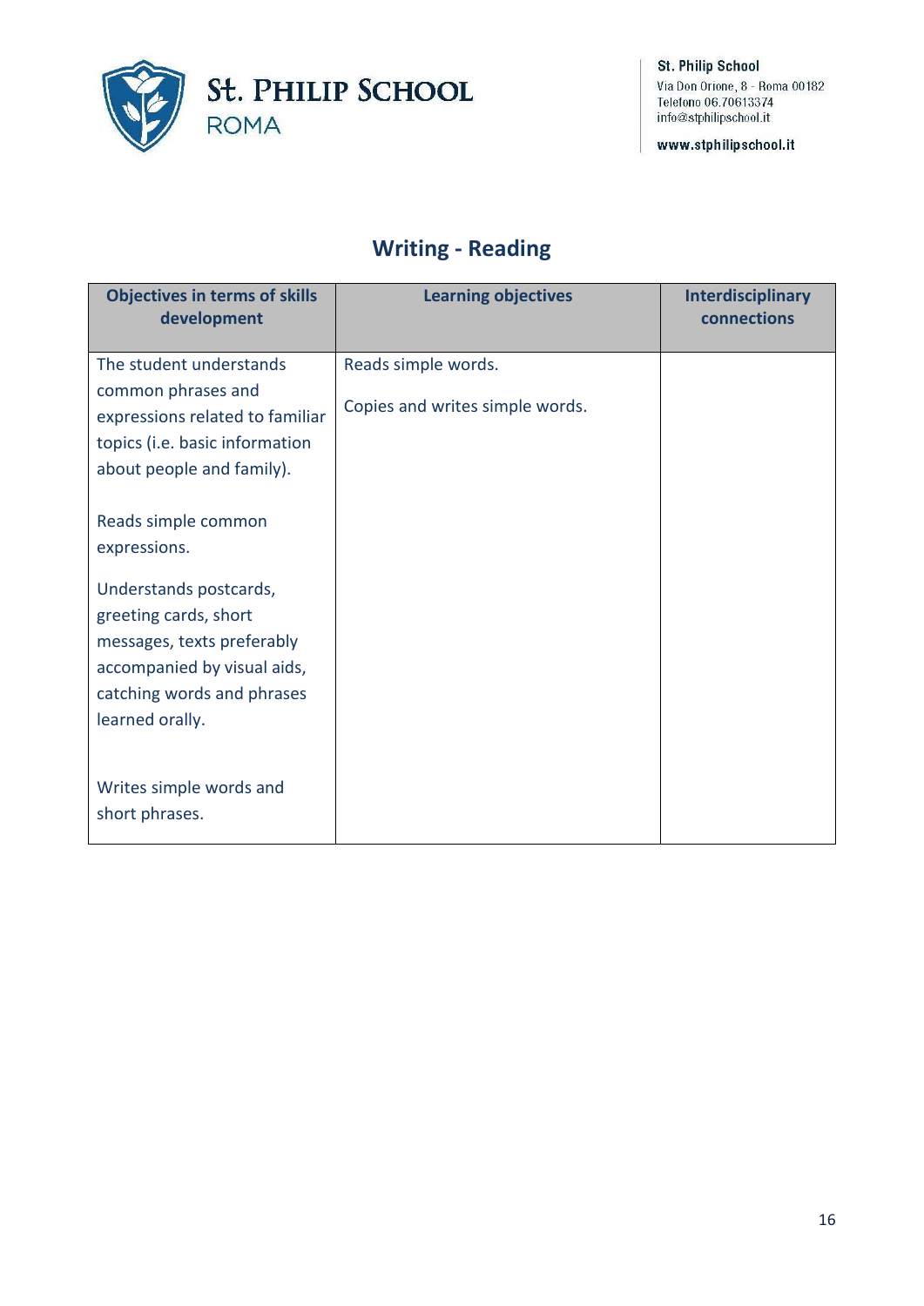## Writing - Reading

| Objectives in terms of skills development | Learning objectives | Interdisciplinary connections |
|---|---|---|
| The student understands common phrases and expressions related to familiar topics (i.e. basic information about people and family).<br><br>Reads simple common expressions.<br><br>Understands postcards, greeting cards, short messages, texts preferably accompanied by visual aids, catching words and phrases learned orally.<br><br>Writes simple words and short phrases. | Reads simple words.<br><br>Copies and writes simple words. | |